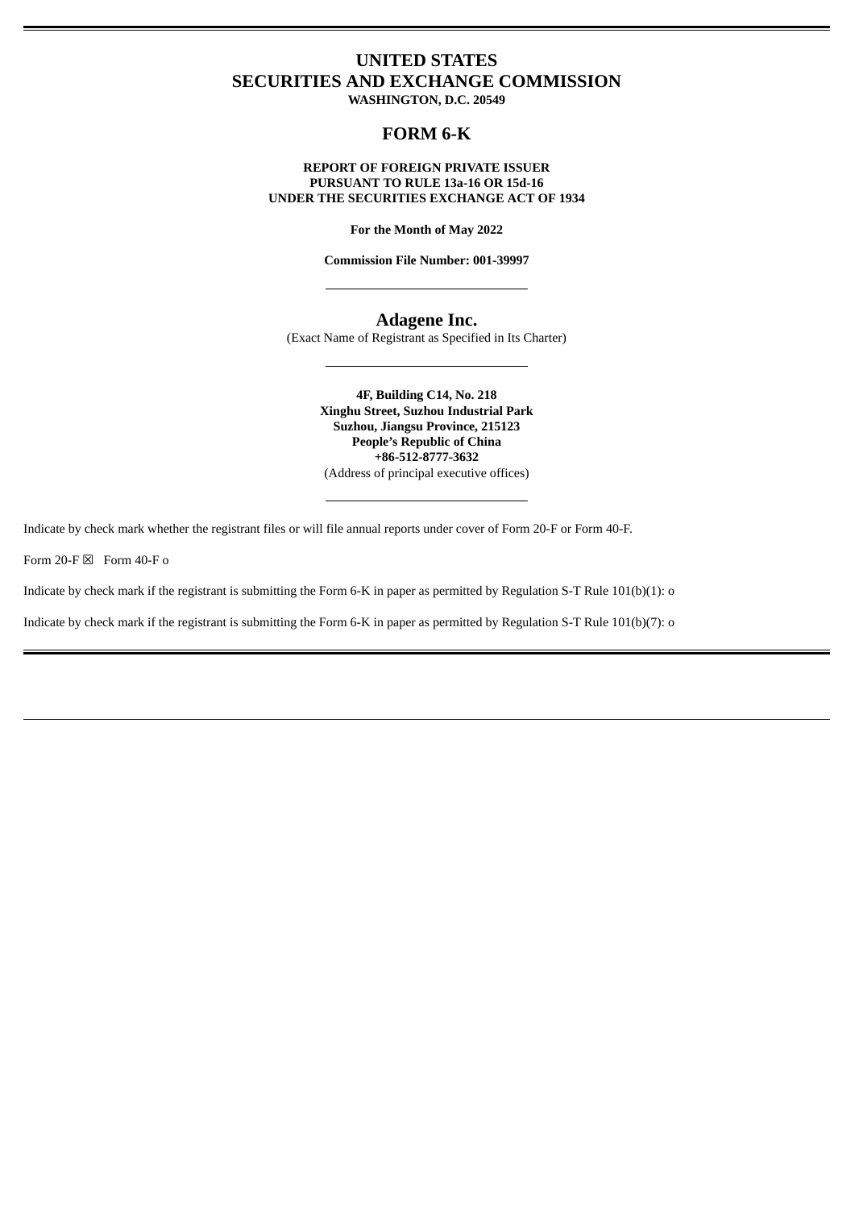# UNITED STATES
# SECURITIES AND EXCHANGE COMMISSION

**WASHINGTON, D.C. 20549**

## FORM 6-K

**REPORT OF FOREIGN PRIVATE ISSUER**
**PURSUANT TO RULE 13a-16 OR 15d-16**
**UNDER THE SECURITIES EXCHANGE ACT OF 1934**

**For the Month of May 2022**

**Commission File Number: 001-39997**

---

## Adagene Inc.

(Exact Name of Registrant as Specified in Its Charter)

---

**4F, Building C14, No. 218**
**Xinghu Street, Suzhou Industrial Park**
**Suzhou, Jiangsu Province, 215123**
**People's Republic of China**
**+86-512-8777-3632**
(Address of principal executive offices)

---

Indicate by check mark whether the registrant files or will file annual reports under cover of Form 20-F or Form 40-F.

Form 20-F ☒ Form 40-F o

Indicate by check mark if the registrant is submitting the Form 6-K in paper as permitted by Regulation S-T Rule 101(b)(1): o

Indicate by check mark if the registrant is submitting the Form 6-K in paper as permitted by Regulation S-T Rule 101(b)(7): o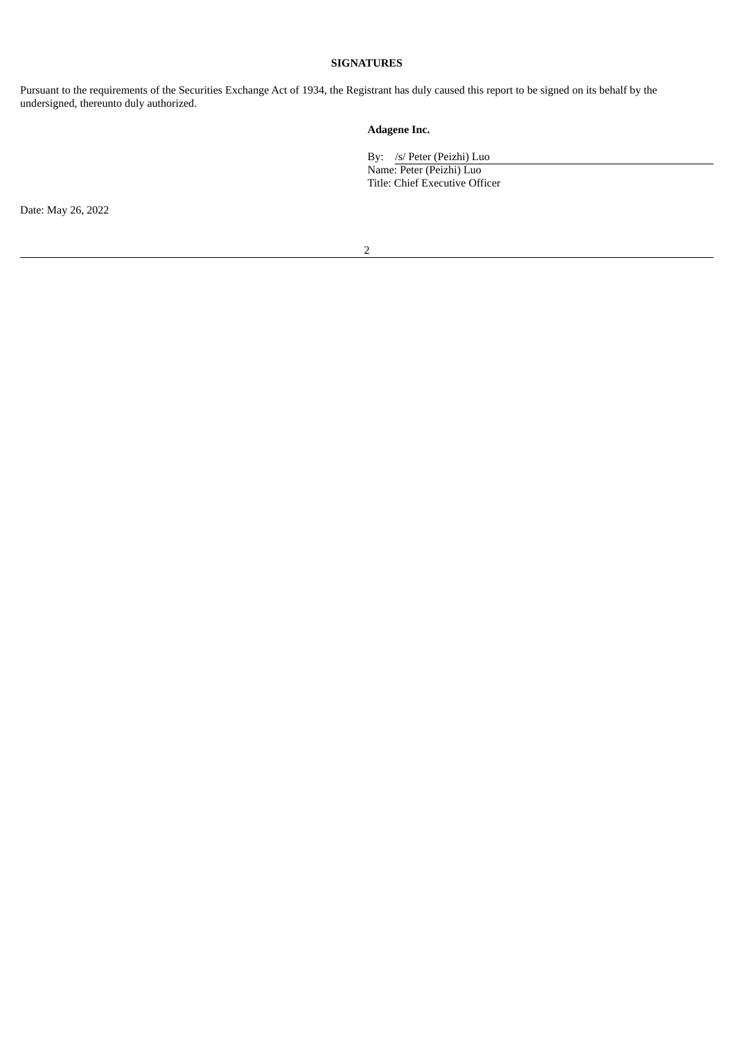**SIGNATURES**

Pursuant to the requirements of the Securities Exchange Act of 1934, the Registrant has duly caused this report to be signed on its behalf by the undersigned, thereunto duly authorized.

**Adagene Inc.**

By: /s/ Peter (Peizhi) Luo
Name: Peter (Peizhi) Luo
Title: Chief Executive Officer

Date: May 26, 2022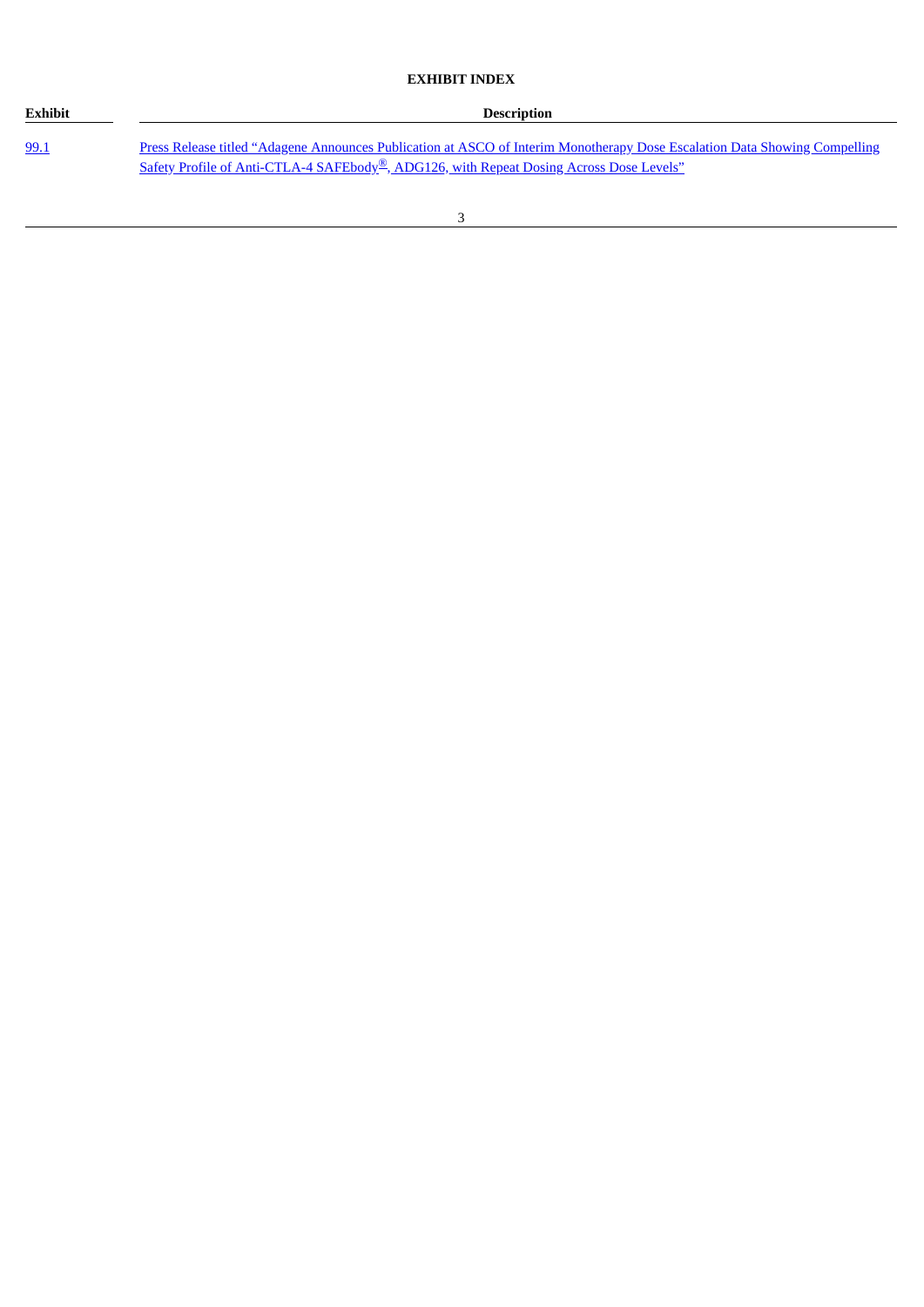**EXHIBIT INDEX**

| Exhibit | Description |
| --- | --- |
| 99.1 | Press Release titled "Adagene Announces Publication at ASCO of Interim Monotherapy Dose Escalation Data Showing Compelling Safety Profile of Anti-CTLA-4 SAFEbody®, ADG126, with Repeat Dosing Across Dose Levels" |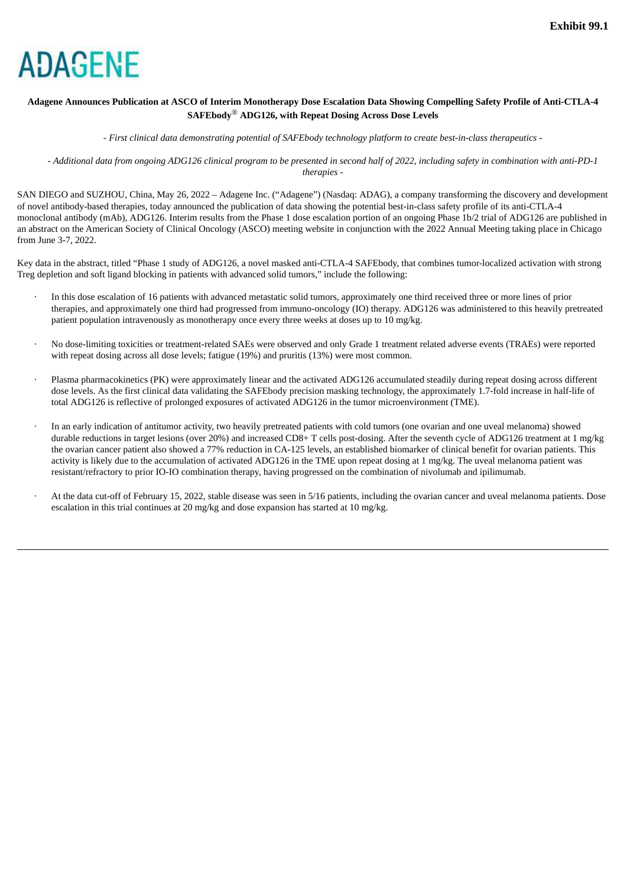**Exhibit 99.1**

ADAGENE

**Adagene Announces Publication at ASCO of Interim Monotherapy Dose Escalation Data Showing Compelling Safety Profile of Anti-CTLA-4 SAFEbody® ADG126, with Repeat Dosing Across Dose Levels**

*- First clinical data demonstrating potential of SAFEbody technology platform to create best-in-class therapeutics -*

*- Additional data from ongoing ADG126 clinical program to be presented in second half of 2022, including safety in combination with anti-PD-1 therapies -*

SAN DIEGO and SUZHOU, China, May 26, 2022 – Adagene Inc. ("Adagene") (Nasdaq: ADAG), a company transforming the discovery and development of novel antibody-based therapies, today announced the publication of data showing the potential best-in-class safety profile of its anti-CTLA-4 monoclonal antibody (mAb), ADG126. Interim results from the Phase 1 dose escalation portion of an ongoing Phase 1b/2 trial of ADG126 are published in an abstract on the American Society of Clinical Oncology (ASCO) meeting website in conjunction with the 2022 Annual Meeting taking place in Chicago from June 3-7, 2022.

Key data in the abstract, titled "Phase 1 study of ADG126, a novel masked anti-CTLA-4 SAFEbody, that combines tumor-localized activation with strong Treg depletion and soft ligand blocking in patients with advanced solid tumors," include the following:

- In this dose escalation of 16 patients with advanced metastatic solid tumors, approximately one third received three or more lines of prior therapies, and approximately one third had progressed from immuno-oncology (IO) therapy. ADG126 was administered to this heavily pretreated patient population intravenously as monotherapy once every three weeks at doses up to 10 mg/kg.

- No dose-limiting toxicities or treatment-related SAEs were observed and only Grade 1 treatment related adverse events (TRAEs) were reported with repeat dosing across all dose levels; fatigue (19%) and pruritis (13%) were most common.

- Plasma pharmacokinetics (PK) were approximately linear and the activated ADG126 accumulated steadily during repeat dosing across different dose levels. As the first clinical data validating the SAFEbody precision masking technology, the approximately 1.7-fold increase in half-life of total ADG126 is reflective of prolonged exposures of activated ADG126 in the tumor microenvironment (TME).

- In an early indication of antitumor activity, two heavily pretreated patients with cold tumors (one ovarian and one uveal melanoma) showed durable reductions in target lesions (over 20%) and increased CD8+ T cells post-dosing. After the seventh cycle of ADG126 treatment at 1 mg/kg the ovarian cancer patient also showed a 77% reduction in CA-125 levels, an established biomarker of clinical benefit for ovarian patients. This activity is likely due to the accumulation of activated ADG126 in the TME upon repeat dosing at 1 mg/kg. The uveal melanoma patient was resistant/refractory to prior IO-IO combination therapy, having progressed on the combination of nivolumab and ipilimumab.

- At the data cut-off of February 15, 2022, stable disease was seen in 5/16 patients, including the ovarian cancer and uveal melanoma patients. Dose escalation in this trial continues at 20 mg/kg and dose expansion has started at 10 mg/kg.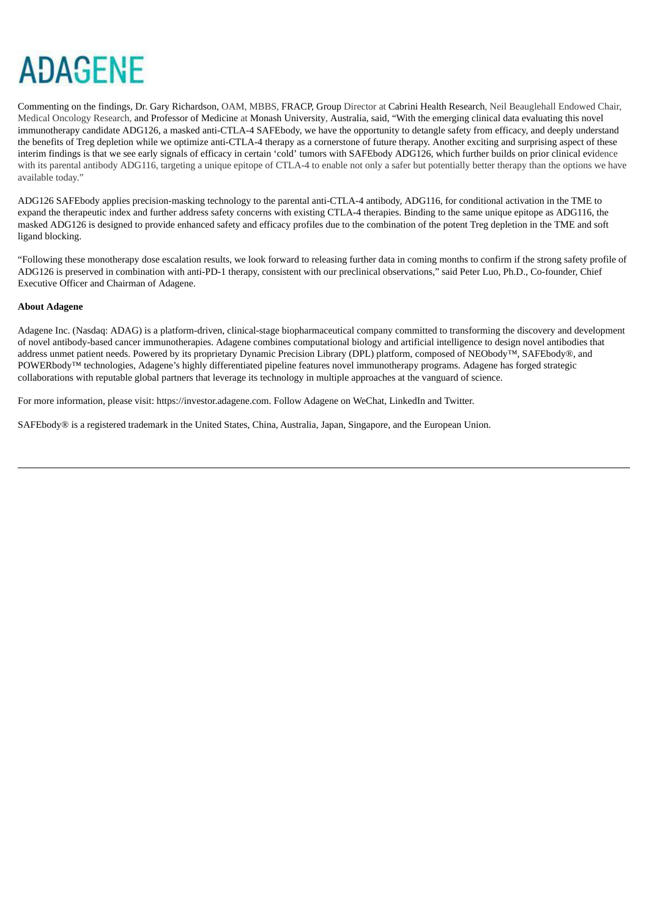Commenting on the findings, Dr. Gary Richardson, OAM, MBBS, FRACP, Group Director at Cabrini Health Research, Neil Beauglehall Endowed Chair, Medical Oncology Research, and Professor of Medicine at Monash University, Australia, said, "With the emerging clinical data evaluating this novel immunotherapy candidate ADG126, a masked anti-CTLA-4 SAFEbody, we have the opportunity to detangle safety from efficacy, and deeply understand the benefits of Treg depletion while we optimize anti-CTLA-4 therapy as a cornerstone of future therapy. Another exciting and surprising aspect of these interim findings is that we see early signals of efficacy in certain 'cold' tumors with SAFEbody ADG126, which further builds on prior clinical evidence with its parental antibody ADG116, targeting a unique epitope of CTLA-4 to enable not only a safer but potentially better therapy than the options we have available today."

ADG126 SAFEbody applies precision-masking technology to the parental anti-CTLA-4 antibody, ADG116, for conditional activation in the TME to expand the therapeutic index and further address safety concerns with existing CTLA-4 therapies. Binding to the same unique epitope as ADG116, the masked ADG126 is designed to provide enhanced safety and efficacy profiles due to the combination of the potent Treg depletion in the TME and soft ligand blocking.

"Following these monotherapy dose escalation results, we look forward to releasing further data in coming months to confirm if the strong safety profile of ADG126 is preserved in combination with anti-PD-1 therapy, consistent with our preclinical observations," said Peter Luo, Ph.D., Co-founder, Chief Executive Officer and Chairman of Adagene.

**About Adagene**

Adagene Inc. (Nasdaq: ADAG) is a platform-driven, clinical-stage biopharmaceutical company committed to transforming the discovery and development of novel antibody-based cancer immunotherapies. Adagene combines computational biology and artificial intelligence to design novel antibodies that address unmet patient needs. Powered by its proprietary Dynamic Precision Library (DPL) platform, composed of NEObody™, SAFEbody®, and POWERbody™ technologies, Adagene's highly differentiated pipeline features novel immunotherapy programs. Adagene has forged strategic collaborations with reputable global partners that leverage its technology in multiple approaches at the vanguard of science.

For more information, please visit: https://investor.adagene.com. Follow Adagene on WeChat, LinkedIn and Twitter.

SAFEbody® is a registered trademark in the United States, China, Australia, Japan, Singapore, and the European Union.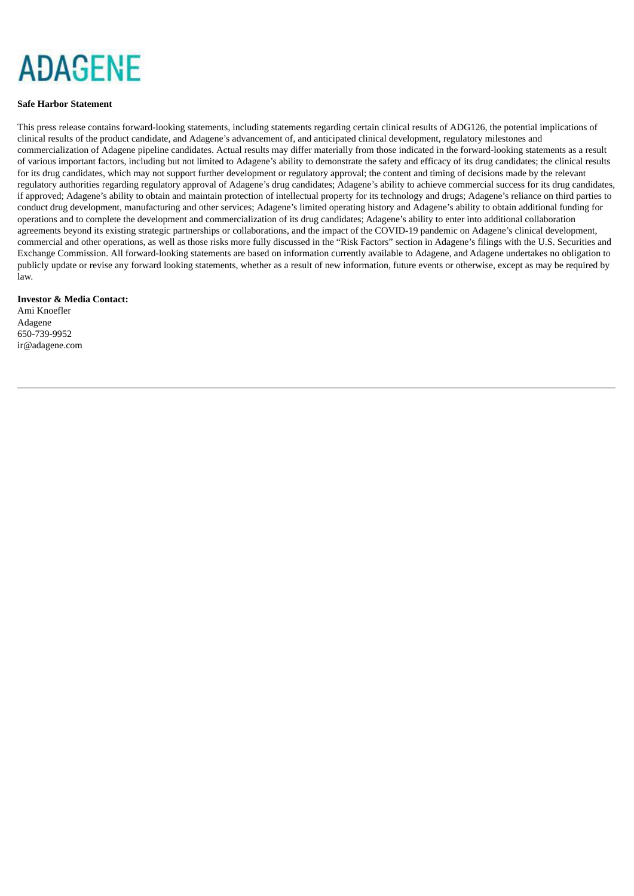ADAGENE

**Safe Harbor Statement**

This press release contains forward-looking statements, including statements regarding certain clinical results of ADG126, the potential implications of clinical results of the product candidate, and Adagene's advancement of, and anticipated clinical development, regulatory milestones and commercialization of Adagene pipeline candidates. Actual results may differ materially from those indicated in the forward-looking statements as a result of various important factors, including but not limited to Adagene's ability to demonstrate the safety and efficacy of its drug candidates; the clinical results for its drug candidates, which may not support further development or regulatory approval; the content and timing of decisions made by the relevant regulatory authorities regarding regulatory approval of Adagene's drug candidates; Adagene's ability to achieve commercial success for its drug candidates, if approved; Adagene's ability to obtain and maintain protection of intellectual property for its technology and drugs; Adagene's reliance on third parties to conduct drug development, manufacturing and other services; Adagene's limited operating history and Adagene's ability to obtain additional funding for operations and to complete the development and commercialization of its drug candidates; Adagene's ability to enter into additional collaboration agreements beyond its existing strategic partnerships or collaborations, and the impact of the COVID-19 pandemic on Adagene's clinical development, commercial and other operations, as well as those risks more fully discussed in the "Risk Factors" section in Adagene's filings with the U.S. Securities and Exchange Commission. All forward-looking statements are based on information currently available to Adagene, and Adagene undertakes no obligation to publicly update or revise any forward looking statements, whether as a result of new information, future events or otherwise, except as may be required by law.

**Investor & Media Contact:**
Ami Knoefler
Adagene
650-739-9952
ir@adagene.com